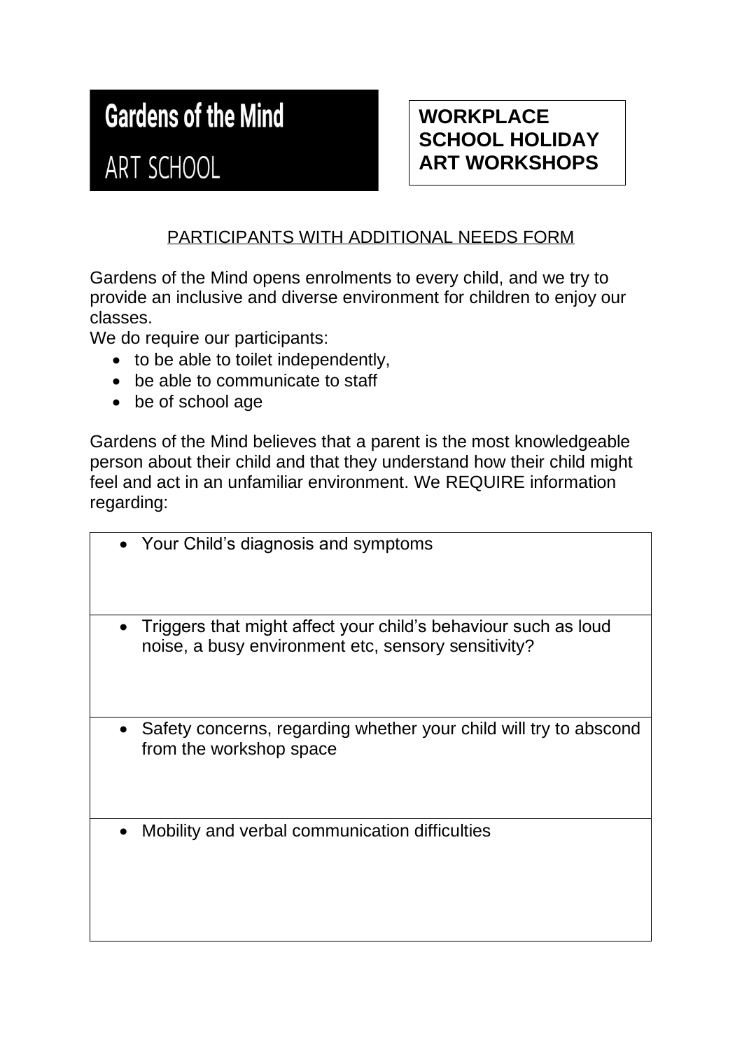# Gardens of the Mind

## ART SCHOOL

**WORKPLACE SCHOOL HOLIDAY ART WORKSHOPS**

PARTICIPANTS WITH ADDITIONAL NEEDS FORM

Gardens of the Mind opens enrolments to every child, and we try to provide an inclusive and diverse environment for children to enjoy our classes.

We do require our participants:

- to be able to toilet independently,
- be able to communicate to staff
- be of school age

Gardens of the Mind believes that a parent is the most knowledgeable person about their child and that they understand how their child might feel and act in an unfamiliar environment. We REQUIRE information regarding:

| |
|---|
| • Your Child's diagnosis and symptoms |
| • Triggers that might affect your child's behaviour such as loud noise, a busy environment etc, sensory sensitivity? |
| • Safety concerns, regarding whether your child will try to abscond from the workshop space |
| • Mobility and verbal communication difficulties |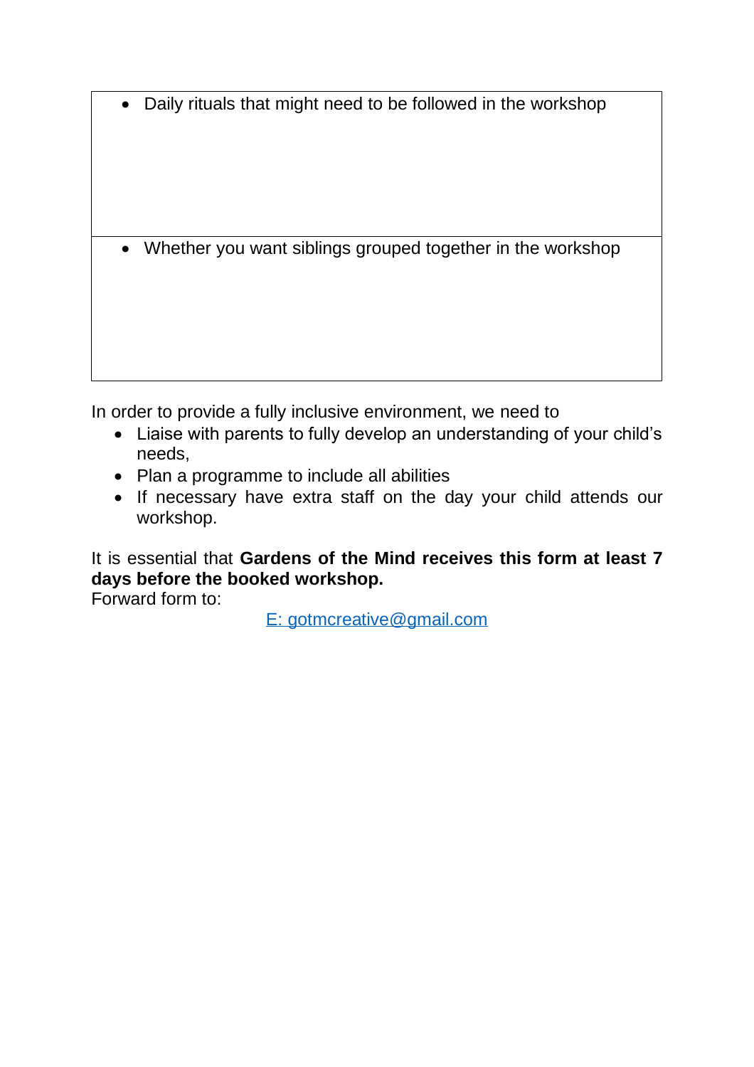| |
|---|
| • Daily rituals that might need to be followed in the workshop<br><br><br><br> |
| • Whether you want siblings grouped together in the workshop<br><br><br><br> |

In order to provide a fully inclusive environment, we need to

- Liaise with parents to fully develop an understanding of your child's needs,
- Plan a programme to include all abilities
- If necessary have extra staff on the day your child attends our workshop.

It is essential that **Gardens of the Mind receives this form at least 7 days before the booked workshop.**
Forward form to:

E: gotmcreative@gmail.com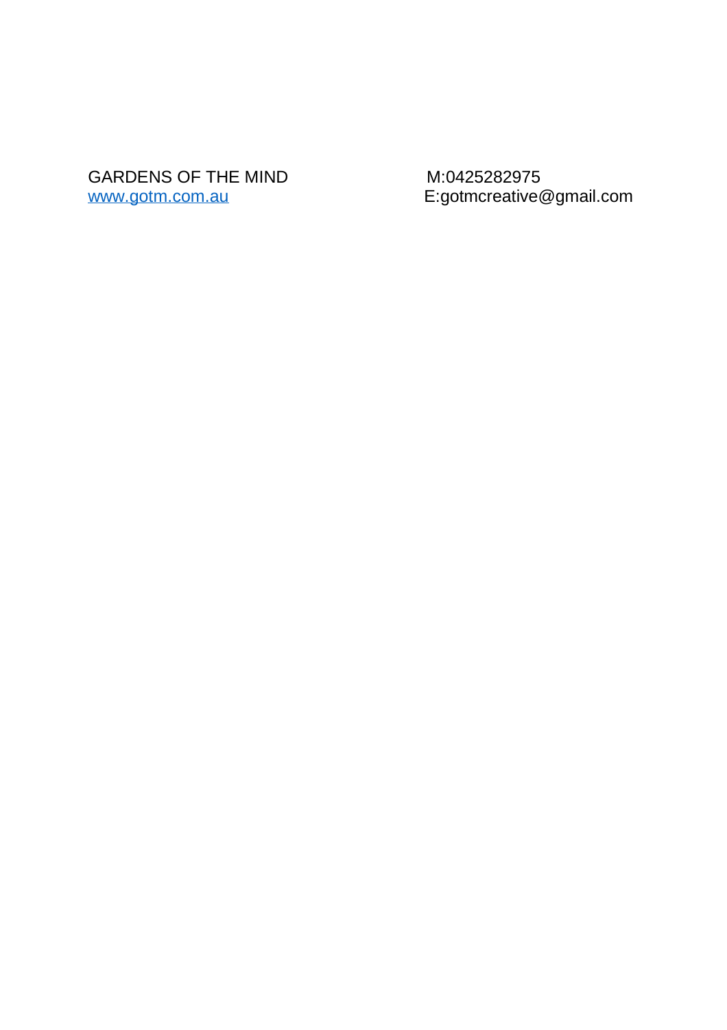GARDENS OF THE MIND M:0425282975
www.gotm.com.au E:gotmcreative@gmail.com